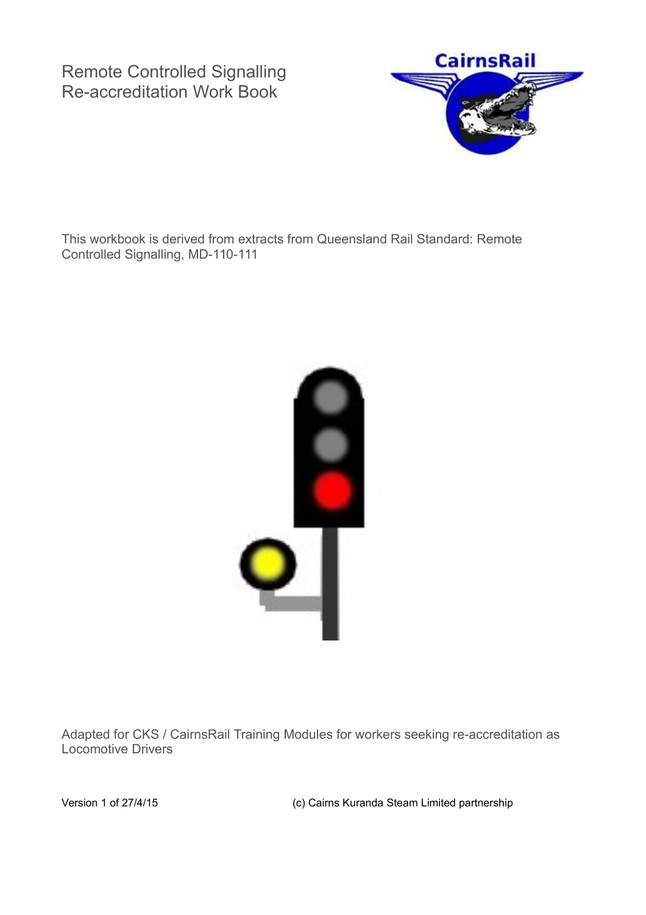# Remote Controlled Signalling Re-accreditation Work Book

This workbook is derived from extracts from Queensland Rail Standard: Remote Controlled Signalling, MD-110-111

Adapted for CKS / CairnsRail Training Modules for workers seeking re-accreditation as Locomotive Drivers

Version 1 of 27/4/15

(c) Cairns Kuranda Steam Limited partnership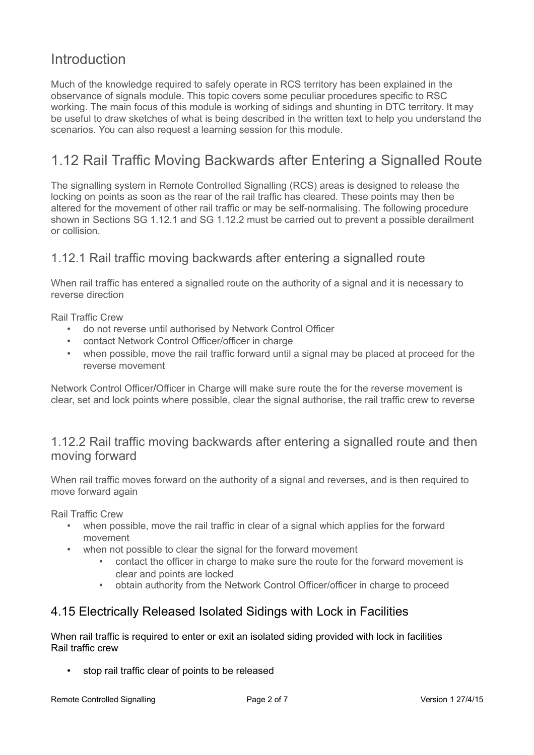# Introduction

Much of the knowledge required to safely operate in RCS territory has been explained in the observance of signals module. This topic covers some peculiar procedures specific to RSC working. The main focus of this module is working of sidings and shunting in DTC territory. It may be useful to draw sketches of what is being described in the written text to help you understand the scenarios. You can also request a learning session for this module.

# 1.12 Rail Traffic Moving Backwards after Entering a Signalled Route

The signalling system in Remote Controlled Signalling (RCS) areas is designed to release the locking on points as soon as the rear of the rail traffic has cleared. These points may then be altered for the movement of other rail traffic or may be self-normalising. The following procedure shown in Sections SG 1.12.1 and SG 1.12.2 must be carried out to prevent a possible derailment or collision.

## 1.12.1 Rail traffic moving backwards after entering a signalled route

When rail traffic has entered a signalled route on the authority of a signal and it is necessary to reverse direction

Rail Traffic Crew

- do not reverse until authorised by Network Control Officer
- contact Network Control Officer/officer in charge
- when possible, move the rail traffic forward until a signal may be placed at proceed for the reverse movement

Network Control Officer/Officer in Charge will make sure route the for the reverse movement is clear, set and lock points where possible, clear the signal authorise, the rail traffic crew to reverse

## 1.12.2 Rail traffic moving backwards after entering a signalled route and then moving forward

When rail traffic moves forward on the authority of a signal and reverses, and is then required to move forward again

Rail Traffic Crew

- when possible, move the rail traffic in clear of a signal which applies for the forward movement
- when not possible to clear the signal for the forward movement
    - contact the officer in charge to make sure the route for the forward movement is clear and points are locked
    - obtain authority from the Network Control Officer/officer in charge to proceed

## 4.15 Electrically Released Isolated Sidings with Lock in Facilities

When rail traffic is required to enter or exit an isolated siding provided with lock in facilities
Rail traffic crew

- stop rail traffic clear of points to be released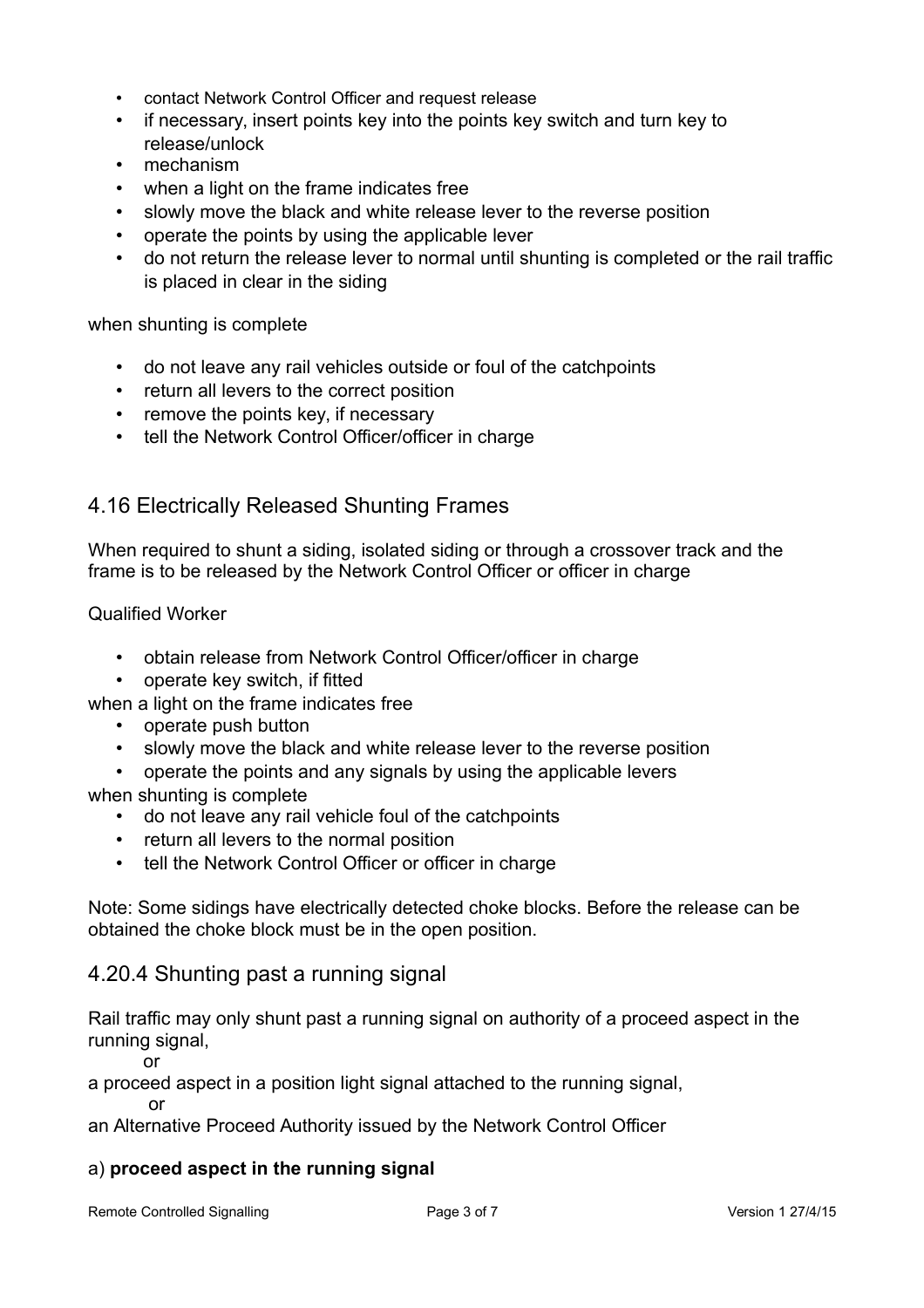- contact Network Control Officer and request release
- if necessary, insert points key into the points key switch and turn key to release/unlock
- mechanism
- when a light on the frame indicates free
- slowly move the black and white release lever to the reverse position
- operate the points by using the applicable lever
- do not return the release lever to normal until shunting is completed or the rail traffic is placed in clear in the siding

when shunting is complete

- do not leave any rail vehicles outside or foul of the catchpoints
- return all levers to the correct position
- remove the points key, if necessary
- tell the Network Control Officer/officer in charge

## 4.16 Electrically Released Shunting Frames

When required to shunt a siding, isolated siding or through a crossover track and the frame is to be released by the Network Control Officer or officer in charge

Qualified Worker

- obtain release from Network Control Officer/officer in charge
- operate key switch, if fitted

when a light on the frame indicates free

- operate push button
- slowly move the black and white release lever to the reverse position
- operate the points and any signals by using the applicable levers

when shunting is complete

- do not leave any rail vehicle foul of the catchpoints
- return all levers to the normal position
- tell the Network Control Officer or officer in charge

Note: Some sidings have electrically detected choke blocks. Before the release can be obtained the choke block must be in the open position.

## 4.20.4 Shunting past a running signal

Rail traffic may only shunt past a running signal on authority of a proceed aspect in the running signal,

or

a proceed aspect in a position light signal attached to the running signal,

or

an Alternative Proceed Authority issued by the Network Control Officer

a) **proceed aspect in the running signal**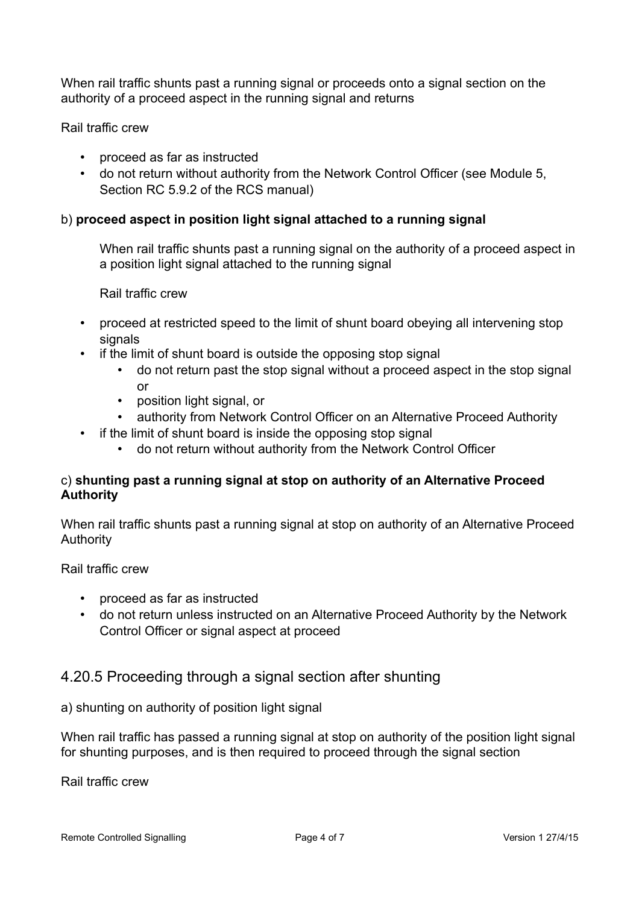When rail traffic shunts past a running signal or proceeds onto a signal section on the authority of a proceed aspect in the running signal and returns

Rail traffic crew

- proceed as far as instructed
- do not return without authority from the Network Control Officer (see Module 5, Section RC 5.9.2 of the RCS manual)

b) **proceed aspect in position light signal attached to a running signal**

When rail traffic shunts past a running signal on the authority of a proceed aspect in a position light signal attached to the running signal

Rail traffic crew

- proceed at restricted speed to the limit of shunt board obeying all intervening stop signals
- if the limit of shunt board is outside the opposing stop signal
    - do not return past the stop signal without a proceed aspect in the stop signal or
    - position light signal, or
    - authority from Network Control Officer on an Alternative Proceed Authority
- if the limit of shunt board is inside the opposing stop signal
    - do not return without authority from the Network Control Officer

c) **shunting past a running signal at stop on authority of an Alternative Proceed Authority**

When rail traffic shunts past a running signal at stop on authority of an Alternative Proceed Authority

Rail traffic crew

- proceed as far as instructed
- do not return unless instructed on an Alternative Proceed Authority by the Network Control Officer or signal aspect at proceed

## 4.20.5 Proceeding through a signal section after shunting

a) shunting on authority of position light signal

When rail traffic has passed a running signal at stop on authority of the position light signal for shunting purposes, and is then required to proceed through the signal section

Rail traffic crew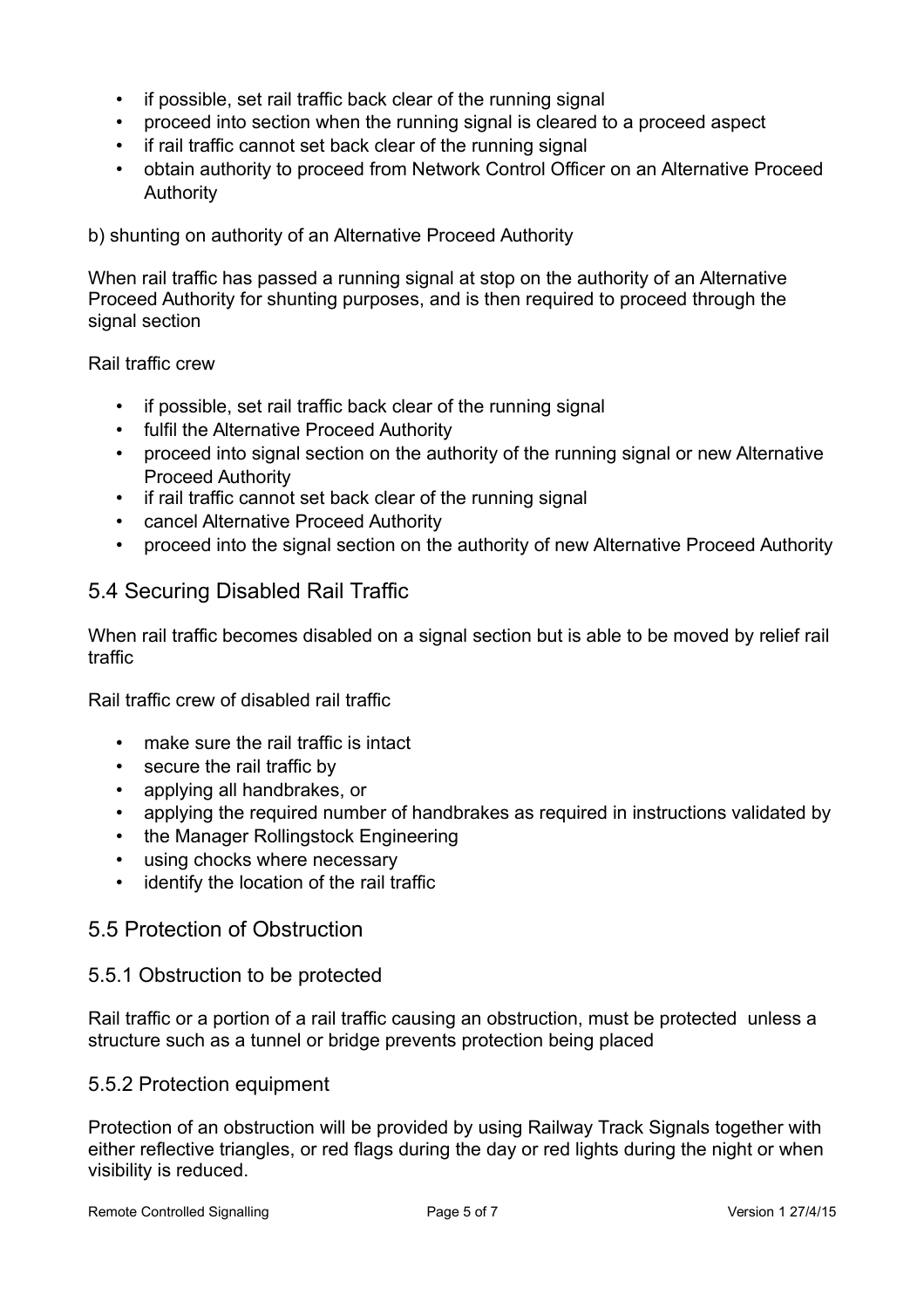- if possible, set rail traffic back clear of the running signal
- proceed into section when the running signal is cleared to a proceed aspect
- if rail traffic cannot set back clear of the running signal
- obtain authority to proceed from Network Control Officer on an Alternative Proceed Authority

b) shunting on authority of an Alternative Proceed Authority

When rail traffic has passed a running signal at stop on the authority of an Alternative Proceed Authority for shunting purposes, and is then required to proceed through the signal section

Rail traffic crew

- if possible, set rail traffic back clear of the running signal
- fulfil the Alternative Proceed Authority
- proceed into signal section on the authority of the running signal or new Alternative Proceed Authority
- if rail traffic cannot set back clear of the running signal
- cancel Alternative Proceed Authority
- proceed into the signal section on the authority of new Alternative Proceed Authority

## 5.4 Securing Disabled Rail Traffic

When rail traffic becomes disabled on a signal section but is able to be moved by relief rail traffic

Rail traffic crew of disabled rail traffic

- make sure the rail traffic is intact
- secure the rail traffic by
- applying all handbrakes, or
- applying the required number of handbrakes as required in instructions validated by
- the Manager Rollingstock Engineering
- using chocks where necessary
- identify the location of the rail traffic

## 5.5 Protection of Obstruction

### 5.5.1 Obstruction to be protected

Rail traffic or a portion of a rail traffic causing an obstruction, must be protected unless a structure such as a tunnel or bridge prevents protection being placed

### 5.5.2 Protection equipment

Protection of an obstruction will be provided by using Railway Track Signals together with either reflective triangles, or red flags during the day or red lights during the night or when visibility is reduced.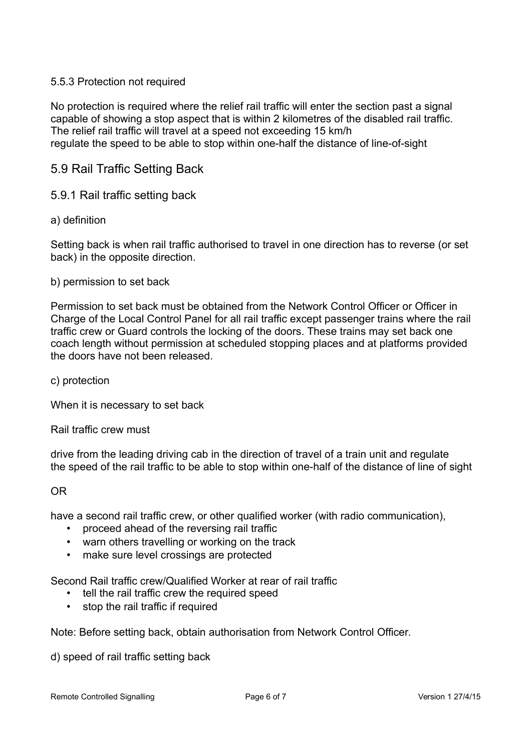5.5.3 Protection not required

No protection is required where the relief rail traffic will enter the section past a signal capable of showing a stop aspect that is within 2 kilometres of the disabled rail traffic. The relief rail traffic will travel at a speed not exceeding 15 km/h
regulate the speed to be able to stop within one-half the distance of line-of-sight

## 5.9 Rail Traffic Setting Back

### 5.9.1 Rail traffic setting back

a) definition

Setting back is when rail traffic authorised to travel in one direction has to reverse (or set back) in the opposite direction.

b) permission to set back

Permission to set back must be obtained from the Network Control Officer or Officer in Charge of the Local Control Panel for all rail traffic except passenger trains where the rail traffic crew or Guard controls the locking of the doors. These trains may set back one coach length without permission at scheduled stopping places and at platforms provided the doors have not been released.

c) protection

When it is necessary to set back

Rail traffic crew must

drive from the leading driving cab in the direction of travel of a train unit and regulate the speed of the rail traffic to be able to stop within one-half of the distance of line of sight

OR

have a second rail traffic crew, or other qualified worker (with radio communication),

- proceed ahead of the reversing rail traffic
- warn others travelling or working on the track
- make sure level crossings are protected

Second Rail traffic crew/Qualified Worker at rear of rail traffic

- tell the rail traffic crew the required speed
- stop the rail traffic if required

Note: Before setting back, obtain authorisation from Network Control Officer.

d) speed of rail traffic setting back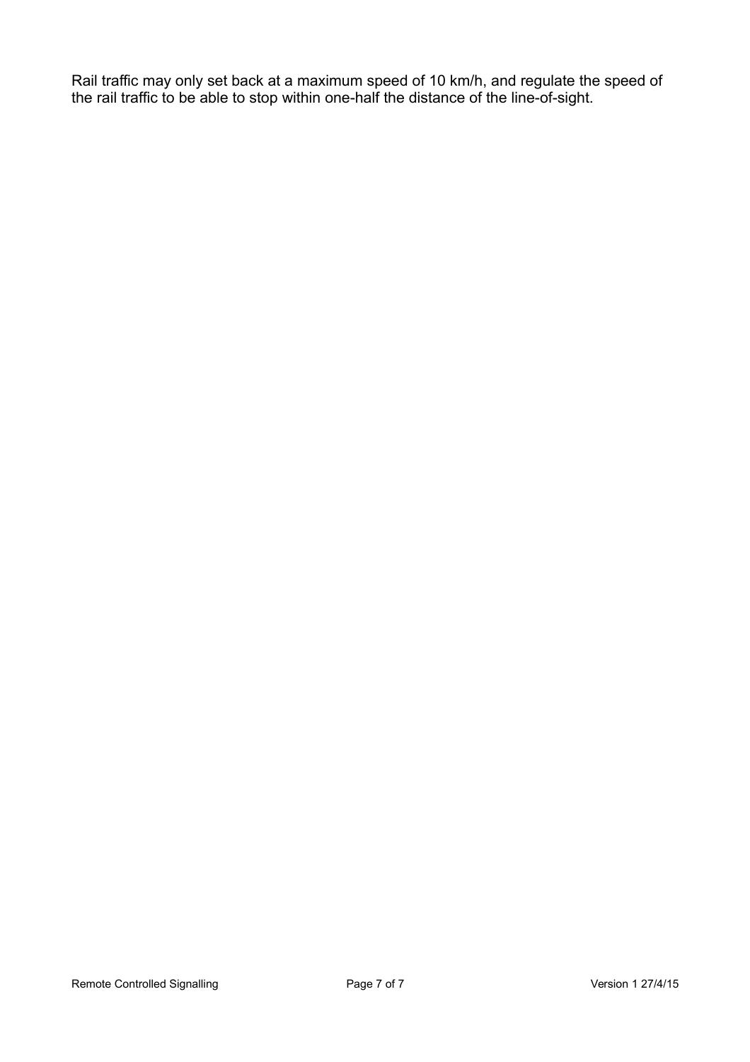Rail traffic may only set back at a maximum speed of 10 km/h, and regulate the speed of the rail traffic to be able to stop within one-half the distance of the line-of-sight.